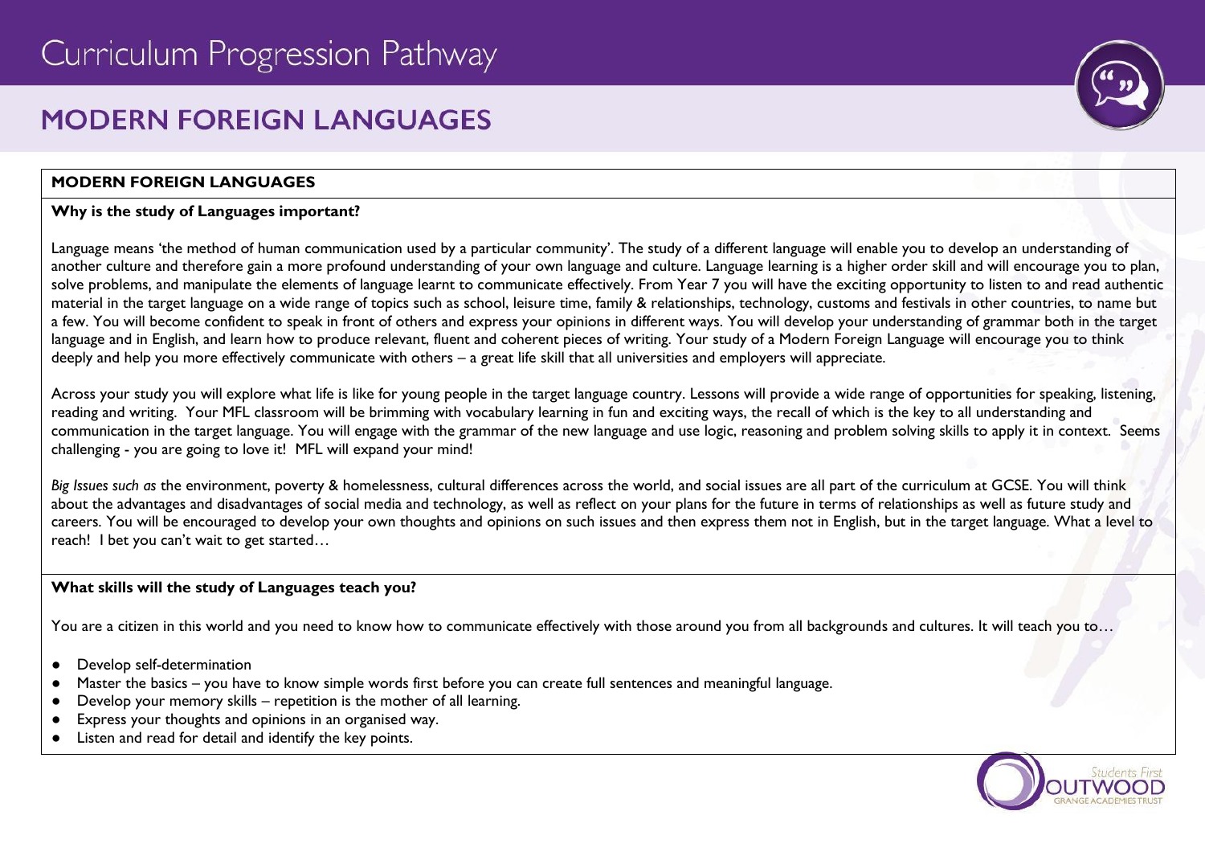# Curriculum Progression Pathway

## MODERN FOREIGN LANGUAGES

### MODERN FOREIGN LANGUAGES

**Why is the study of Languages important?**

Language means 'the method of human communication used by a particular community'. The study of a different language will enable you to develop an understanding of another culture and therefore gain a more profound understanding of your own language and culture. Language learning is a higher order skill and will encourage you to plan, solve problems, and manipulate the elements of language learnt to communicate effectively. From Year 7 you will have the exciting opportunity to listen to and read authentic material in the target language on a wide range of topics such as school, leisure time, family & relationships, technology, customs and festivals in other countries, to name but a few. You will become confident to speak in front of others and express your opinions in different ways. You will develop your understanding of grammar both in the target language and in English, and learn how to produce relevant, fluent and coherent pieces of writing. Your study of a Modern Foreign Language will encourage you to think deeply and help you more effectively communicate with others – a great life skill that all universities and employers will appreciate.

Across your study you will explore what life is like for young people in the target language country. Lessons will provide a wide range of opportunities for speaking, listening, reading and writing. Your MFL classroom will be brimming with vocabulary learning in fun and exciting ways, the recall of which is the key to all understanding and communication in the target language. You will engage with the grammar of the new language and use logic, reasoning and problem solving skills to apply it in context. Seems challenging - you are going to love it! MFL will expand your mind!

*Big Issues such as* the environment, poverty & homelessness, cultural differences across the world, and social issues are all part of the curriculum at GCSE. You will think about the advantages and disadvantages of social media and technology, as well as reflect on your plans for the future in terms of relationships as well as future study and careers. You will be encouraged to develop your own thoughts and opinions on such issues and then express them not in English, but in the target language. What a level to reach! I bet you can't wait to get started…

**What skills will the study of Languages teach you?**

You are a citizen in this world and you need to know how to communicate effectively with those around you from all backgrounds and cultures. It will teach you to…

- Develop self-determination
- Master the basics – you have to know simple words first before you can create full sentences and meaningful language.
- Develop your memory skills – repetition is the mother of all learning.
- Express your thoughts and opinions in an organised way.
- Listen and read for detail and identify the key points.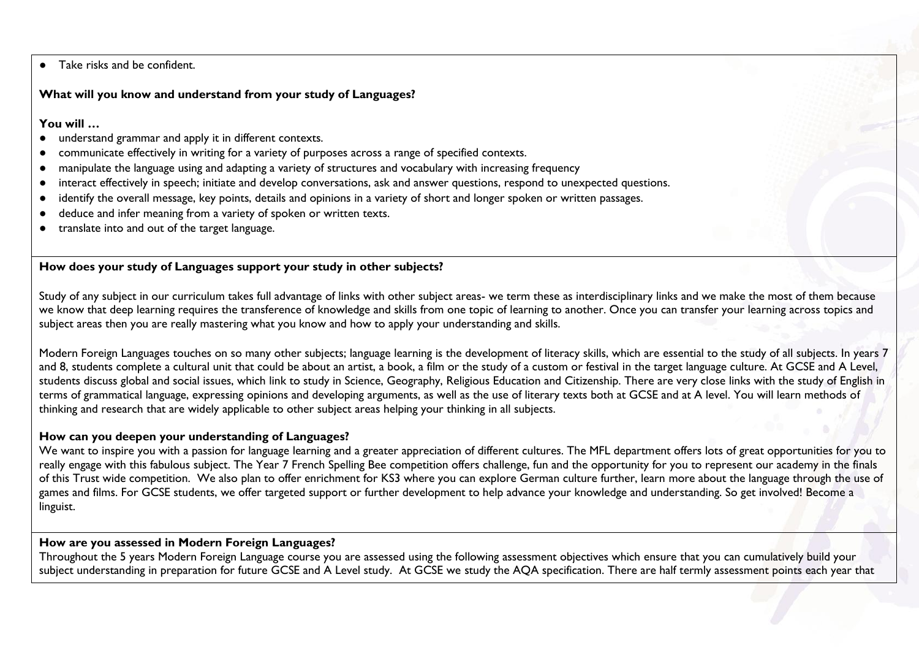- Take risks and be confident.

**What will you know and understand from your study of Languages?**

**You will …**

- understand grammar and apply it in different contexts.
- communicate effectively in writing for a variety of purposes across a range of specified contexts.
- manipulate the language using and adapting a variety of structures and vocabulary with increasing frequency
- interact effectively in speech; initiate and develop conversations, ask and answer questions, respond to unexpected questions.
- identify the overall message, key points, details and opinions in a variety of short and longer spoken or written passages.
- deduce and infer meaning from a variety of spoken or written texts.
- translate into and out of the target language.

**How does your study of Languages support your study in other subjects?**

Study of any subject in our curriculum takes full advantage of links with other subject areas- we term these as interdisciplinary links and we make the most of them because we know that deep learning requires the transference of knowledge and skills from one topic of learning to another. Once you can transfer your learning across topics and subject areas then you are really mastering what you know and how to apply your understanding and skills.

Modern Foreign Languages touches on so many other subjects; language learning is the development of literacy skills, which are essential to the study of all subjects. In years 7 and 8, students complete a cultural unit that could be about an artist, a book, a film or the study of a custom or festival in the target language culture. At GCSE and A Level, students discuss global and social issues, which link to study in Science, Geography, Religious Education and Citizenship. There are very close links with the study of English in terms of grammatical language, expressing opinions and developing arguments, as well as the use of literary texts both at GCSE and at A level. You will learn methods of thinking and research that are widely applicable to other subject areas helping your thinking in all subjects.

**How can you deepen your understanding of Languages?**

We want to inspire you with a passion for language learning and a greater appreciation of different cultures. The MFL department offers lots of great opportunities for you to really engage with this fabulous subject. The Year 7 French Spelling Bee competition offers challenge, fun and the opportunity for you to represent our academy in the finals of this Trust wide competition. We also plan to offer enrichment for KS3 where you can explore German culture further, learn more about the language through the use of games and films. For GCSE students, we offer targeted support or further development to help advance your knowledge and understanding. So get involved! Become a linguist.

**How are you assessed in Modern Foreign Languages?**

Throughout the 5 years Modern Foreign Language course you are assessed using the following assessment objectives which ensure that you can cumulatively build your subject understanding in preparation for future GCSE and A Level study. At GCSE we study the AQA specification. There are half termly assessment points each year that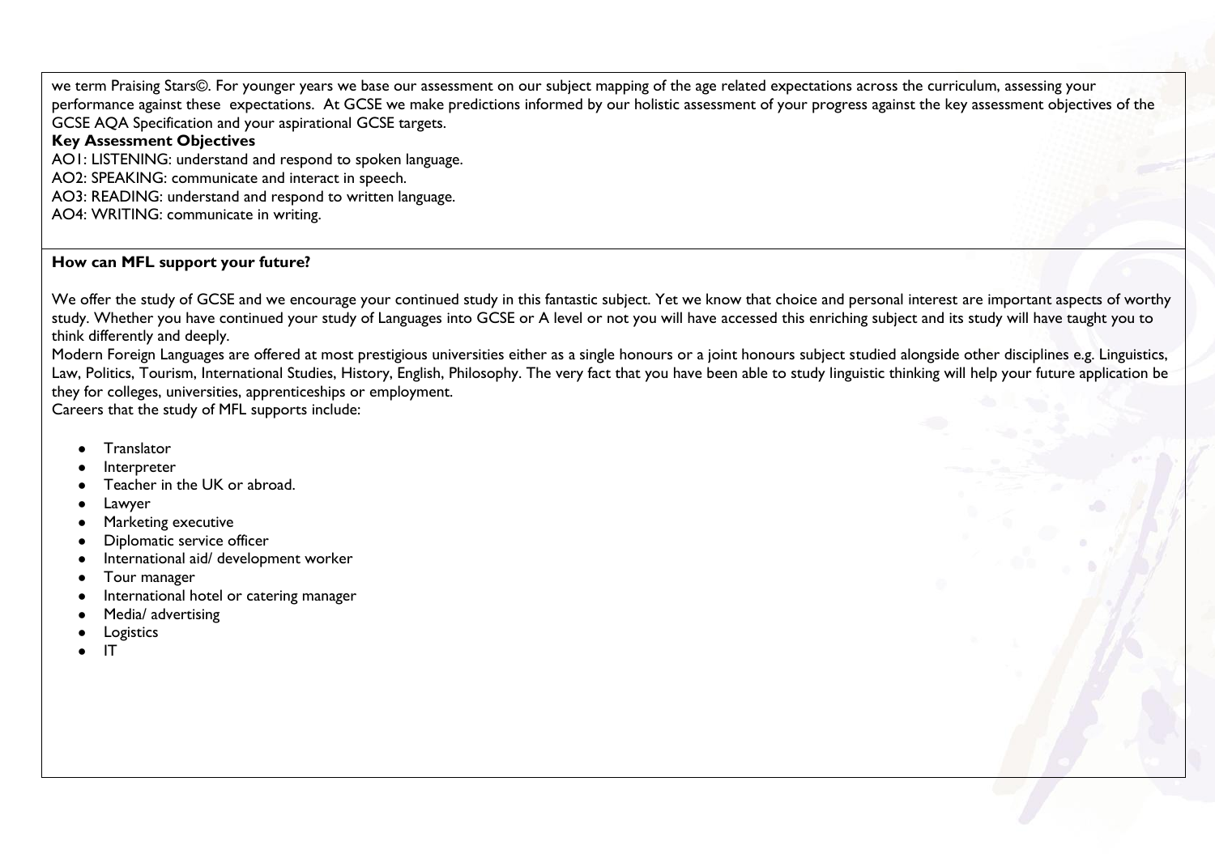we term Praising Stars©. For younger years we base our assessment on our subject mapping of the age related expectations across the curriculum, assessing your performance against these expectations. At GCSE we make predictions informed by our holistic assessment of your progress against the key assessment objectives of the GCSE AQA Specification and your aspirational GCSE targets.

**Key Assessment Objectives**

AO1: LISTENING: understand and respond to spoken language.
AO2: SPEAKING: communicate and interact in speech.
AO3: READING: understand and respond to written language.
AO4: WRITING: communicate in writing.

**How can MFL support your future?**

We offer the study of GCSE and we encourage your continued study in this fantastic subject. Yet we know that choice and personal interest are important aspects of worthy study. Whether you have continued your study of Languages into GCSE or A level or not you will have accessed this enriching subject and its study will have taught you to think differently and deeply.

Modern Foreign Languages are offered at most prestigious universities either as a single honours or a joint honours subject studied alongside other disciplines e.g. Linguistics, Law, Politics, Tourism, International Studies, History, English, Philosophy. The very fact that you have been able to study linguistic thinking will help your future application be they for colleges, universities, apprenticeships or employment.

Careers that the study of MFL supports include:

- Translator
- Interpreter
- Teacher in the UK or abroad.
- Lawyer
- Marketing executive
- Diplomatic service officer
- International aid/ development worker
- Tour manager
- International hotel or catering manager
- Media/ advertising
- Logistics
- IT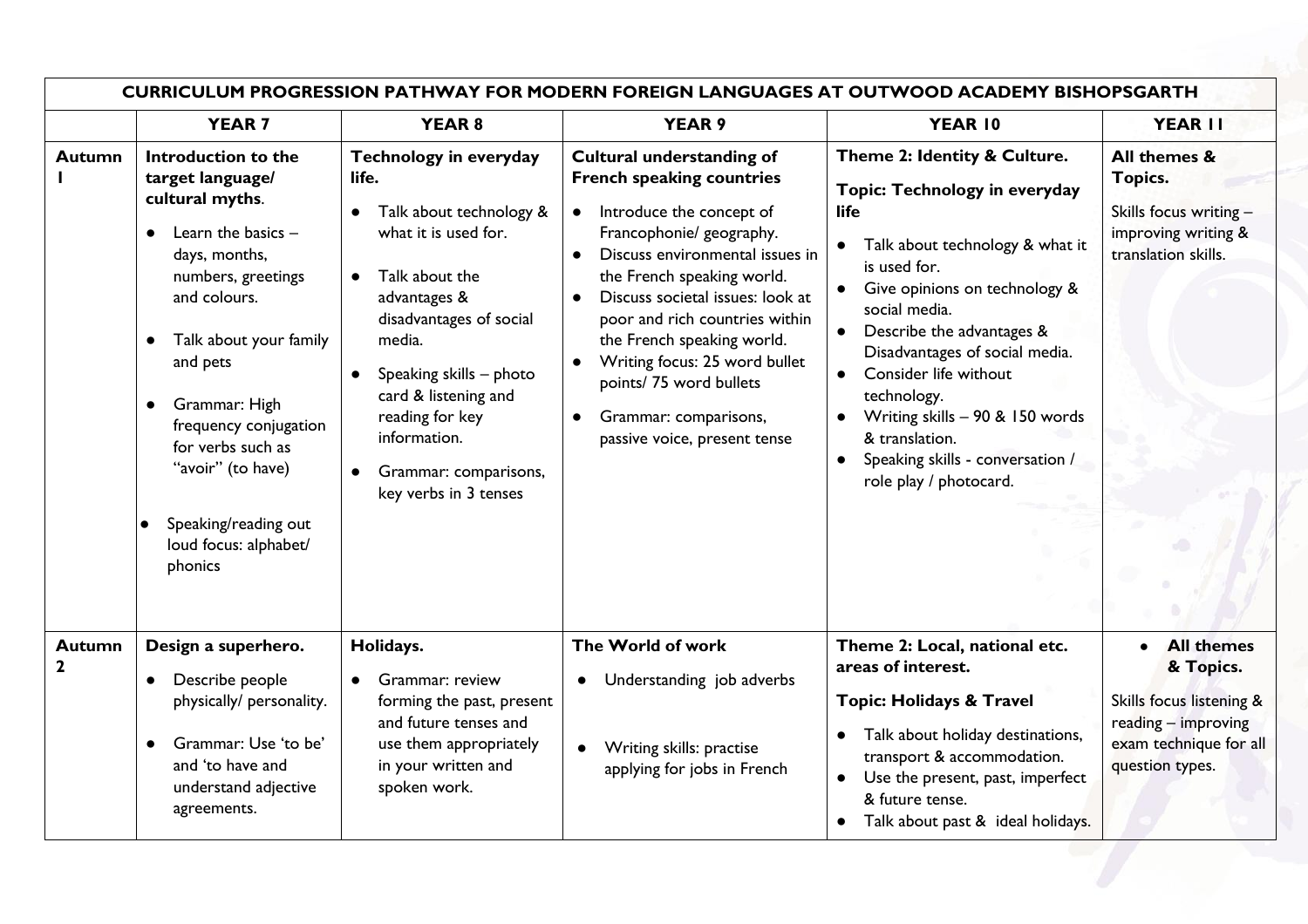| CURRICULUM PROGRESSION PATHWAY FOR MODERN FOREIGN LANGUAGES AT OUTWOOD ACADEMY BISHOPSGARTH | | | | | |
|---|---|---|---|---|---|
| | **YEAR 7** | **YEAR 8** | **YEAR 9** | **YEAR 10** | **YEAR 11** |
| **Autumn 1** | **Introduction to the target language/ cultural myths**. <br> • Learn the basics – days, months, numbers, greetings and colours. <br> • Talk about your family and pets <br> • Grammar: High frequency conjugation for verbs such as "avoir" (to have) <br> • Speaking/reading out loud focus: alphabet/ phonics | **Technology in everyday life.** <br> • Talk about technology & what it is used for. <br> • Talk about the advantages & disadvantages of social media. <br> • Speaking skills – photo card & listening and reading for key information. <br> • Grammar: comparisons, key verbs in 3 tenses | **Cultural understanding of French speaking countries** <br> • Introduce the concept of Francophonie/ geography. <br> • Discuss environmental issues in the French speaking world. <br> • Discuss societal issues: look at poor and rich countries within the French speaking world. <br> • Writing focus: 25 word bullet points/ 75 word bullets <br> • Grammar: comparisons, passive voice, present tense | **Theme 2: Identity & Culture.** <br> **Topic: Technology in everyday life** <br> • Talk about technology & what it is used for. <br> • Give opinions on technology & social media. <br> • Describe the advantages & Disadvantages of social media. <br> • Consider life without technology. <br> • Writing skills – 90 & 150 words & translation. <br> • Speaking skills - conversation / role play / photocard. | **All themes & Topics.** <br> Skills focus writing – improving writing & translation skills. |
| **Autumn 2** | **Design a superhero.** <br> • Describe people physically/ personality. <br> • Grammar: Use 'to be' and 'to have and understand adjective agreements. | **Holidays.** <br> • Grammar: review forming the past, present and future tenses and use them appropriately in your written and spoken work. | **The World of work** <br> • Understanding job adverbs <br> • Writing skills: practise applying for jobs in French | **Theme 2: Local, national etc. areas of interest.** <br> **Topic: Holidays & Travel** <br> • Talk about holiday destinations, transport & accommodation. <br> • Use the present, past, imperfect & future tense. <br> • Talk about past & ideal holidays. | • **All themes & Topics.** <br> Skills focus listening & reading – improving exam technique for all question types. |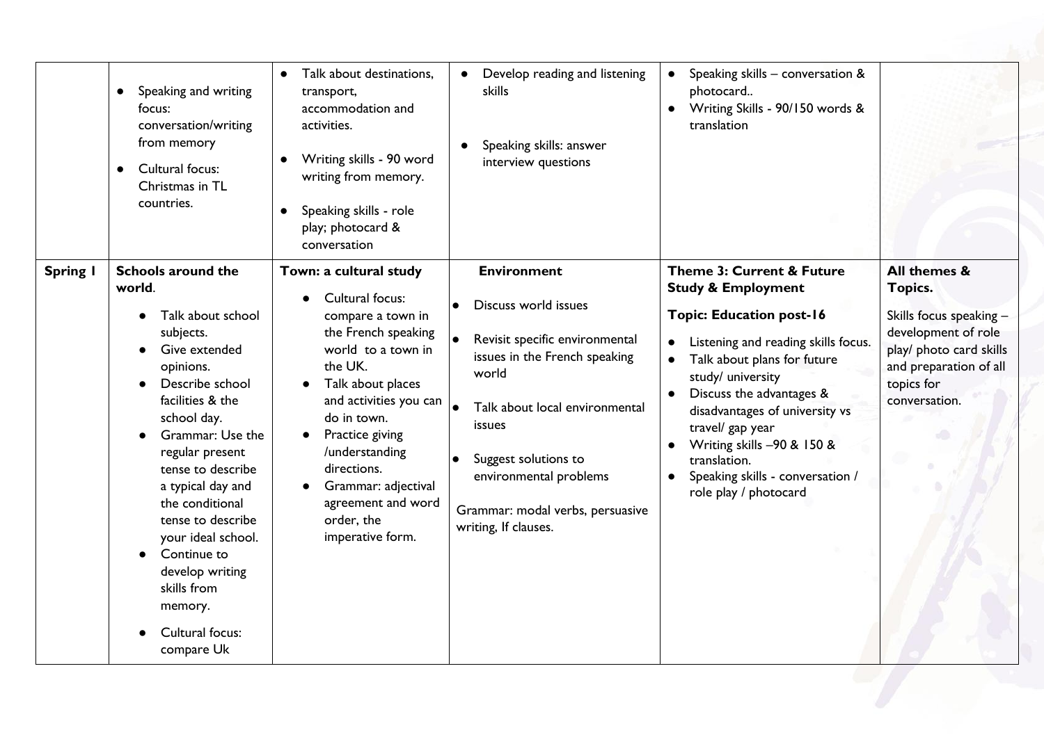| | | | | | |
|---|---|---|---|---|---|
| | • Speaking and writing focus: conversation/writing from memory<br>• Cultural focus: Christmas in TL countries. | • Talk about destinations, transport, accommodation and activities.<br>• Writing skills - 90 word writing from memory.<br>• Speaking skills - role play; photocard & conversation | • Develop reading and listening skills<br>• Speaking skills: answer interview questions | • Speaking skills – conversation & photocard..<br>• Writing Skills - 90/150 words & translation | |
| **Spring 1** | **Schools around the world**.<br>• Talk about school subjects.<br>• Give extended opinions.<br>• Describe school facilities & the school day.<br>• Grammar: Use the regular present tense to describe a typical day and the conditional tense to describe your ideal school.<br>• Continue to develop writing skills from memory.<br>• Cultural focus: compare Uk | **Town: a cultural study**<br>• Cultural focus: compare a town in the French speaking world to a town in the UK.<br>• Talk about places and activities you can do in town.<br>• Practice giving /understanding directions.<br>• Grammar: adjectival agreement and word order, the imperative form. | **Environment**<br>• Discuss world issues<br>• Revisit specific environmental issues in the French speaking world<br>• Talk about local environmental issues<br>• Suggest solutions to environmental problems<br>Grammar: modal verbs, persuasive writing, If clauses. | **Theme 3: Current & Future Study & Employment**<br>**Topic: Education post-16**<br>• Listening and reading skills focus.<br>• Talk about plans for future study/ university<br>• Discuss the advantages & disadvantages of university vs travel/ gap year<br>• Writing skills –90 & 150 & translation.<br>• Speaking skills - conversation / role play / photocard | **All themes & Topics.**<br>Skills focus speaking – development of role play/ photo card skills and preparation of all topics for conversation. |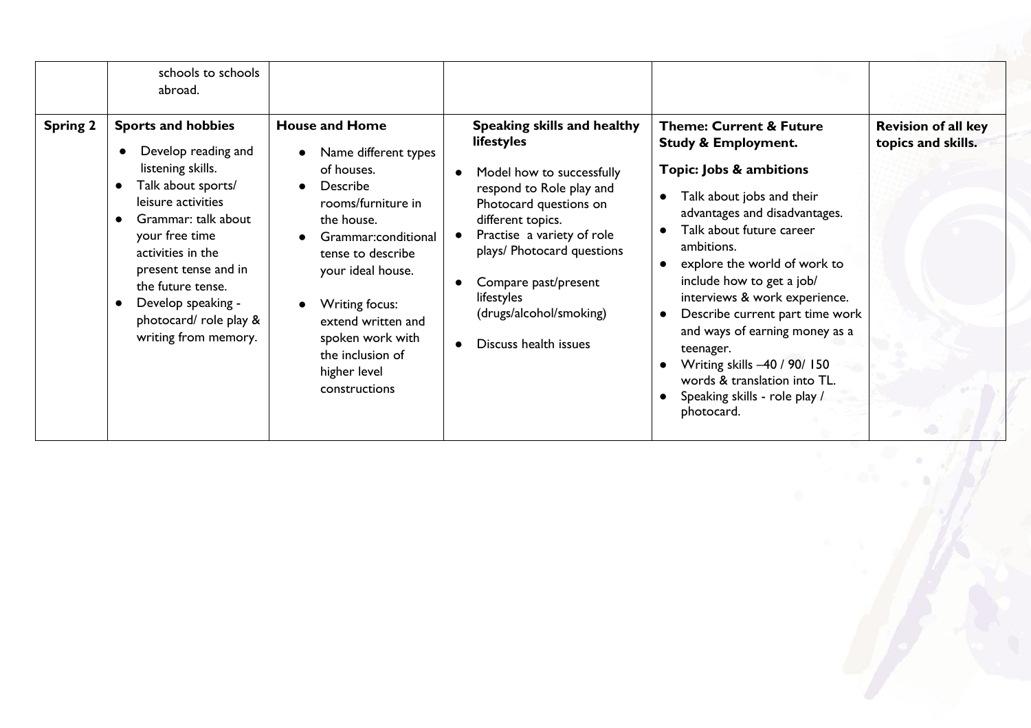| | | | | | |
|---|---|---|---|---|---|
| | schools to schools abroad. | | | | |
| **Spring 2** | **Sports and hobbies**<br>• Develop reading and listening skills.<br>• Talk about sports/ leisure activities<br>• Grammar: talk about your free time activities in the present tense and in the future tense.<br>• Develop speaking - photocard/ role play & writing from memory. | **House and Home**<br>• Name different types of houses.<br>• Describe rooms/furniture in the house.<br>• Grammar:conditional tense to describe your ideal house.<br>• Writing focus: extend written and spoken work with the inclusion of higher level constructions | **Speaking skills and healthy lifestyles**<br>• Model how to successfully respond to Role play and Photocard questions on different topics.<br>• Practise a variety of role plays/ Photocard questions<br>• Compare past/present lifestyles (drugs/alcohol/smoking)<br>• Discuss health issues | **Theme: Current & Future Study & Employment.**<br>**Topic: Jobs & ambitions**<br>• Talk about jobs and their advantages and disadvantages.<br>• Talk about future career ambitions.<br>• explore the world of work to include how to get a job/ interviews & work experience.<br>• Describe current part time work and ways of earning money as a teenager.<br>• Writing skills –40 / 90/ 150 words & translation into TL.<br>• Speaking skills - role play / photocard. | **Revision of all key topics and skills.** |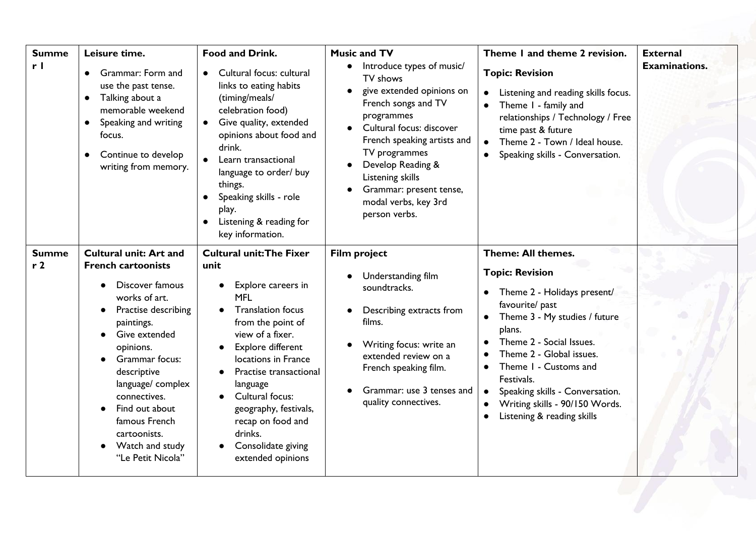| Summer 1 | **Leisure time.** <br>• Grammar: Form and use the past tense.<br>• Talking about a memorable weekend<br>• Speaking and writing focus.<br>• Continue to develop writing from memory. | **Food and Drink.** <br>• Cultural focus: cultural links to eating habits (timing/meals/ celebration food)<br>• Give quality, extended opinions about food and drink.<br>• Learn transactional language to order/ buy things.<br>• Speaking skills - role play.<br>• Listening & reading for key information. | **Music and TV** <br>• Introduce types of music/ TV shows<br>• give extended opinions on French songs and TV programmes<br>• Cultural focus: discover French speaking artists and TV programmes<br>• Develop Reading & Listening skills<br>• Grammar: present tense, modal verbs, key 3rd person verbs. | **Theme 1 and theme 2 revision.** <br>**Topic: Revision** <br>• Listening and reading skills focus.<br>• Theme 1 - family and relationships / Technology / Free time past & future<br>• Theme 2 - Town / Ideal house.<br>• Speaking skills - Conversation. | **External Examinations.** |
|---|---|---|---|---|---|
| Summer 2 | **Cultural unit: Art and French cartoonists** <br>• Discover famous works of art.<br>• Practise describing paintings.<br>• Give extended opinions.<br>• Grammar focus: descriptive language/ complex connectives.<br>• Find out about famous French cartoonists.<br>• Watch and study "Le Petit Nicola" | **Cultural unit:The Fixer unit** <br>• Explore careers in MFL<br>• Translation focus from the point of view of a fixer.<br>• Explore different locations in France<br>• Practise transactional language<br>• Cultural focus: geography, festivals, recap on food and drinks.<br>• Consolidate giving extended opinions | **Film project** <br>• Understanding film soundtracks.<br>• Describing extracts from films.<br>• Writing focus: write an extended review on a French speaking film.<br>• Grammar: use 3 tenses and quality connectives. | **Theme: All themes.** <br>**Topic: Revision** <br>• Theme 2 - Holidays present/ favourite/ past<br>• Theme 3 - My studies / future plans.<br>• Theme 2 - Social Issues.<br>• Theme 2 - Global issues.<br>• Theme 1 - Customs and Festivals.<br>• Speaking skills - Conversation.<br>• Writing skills - 90/150 Words.<br>• Listening & reading skills | |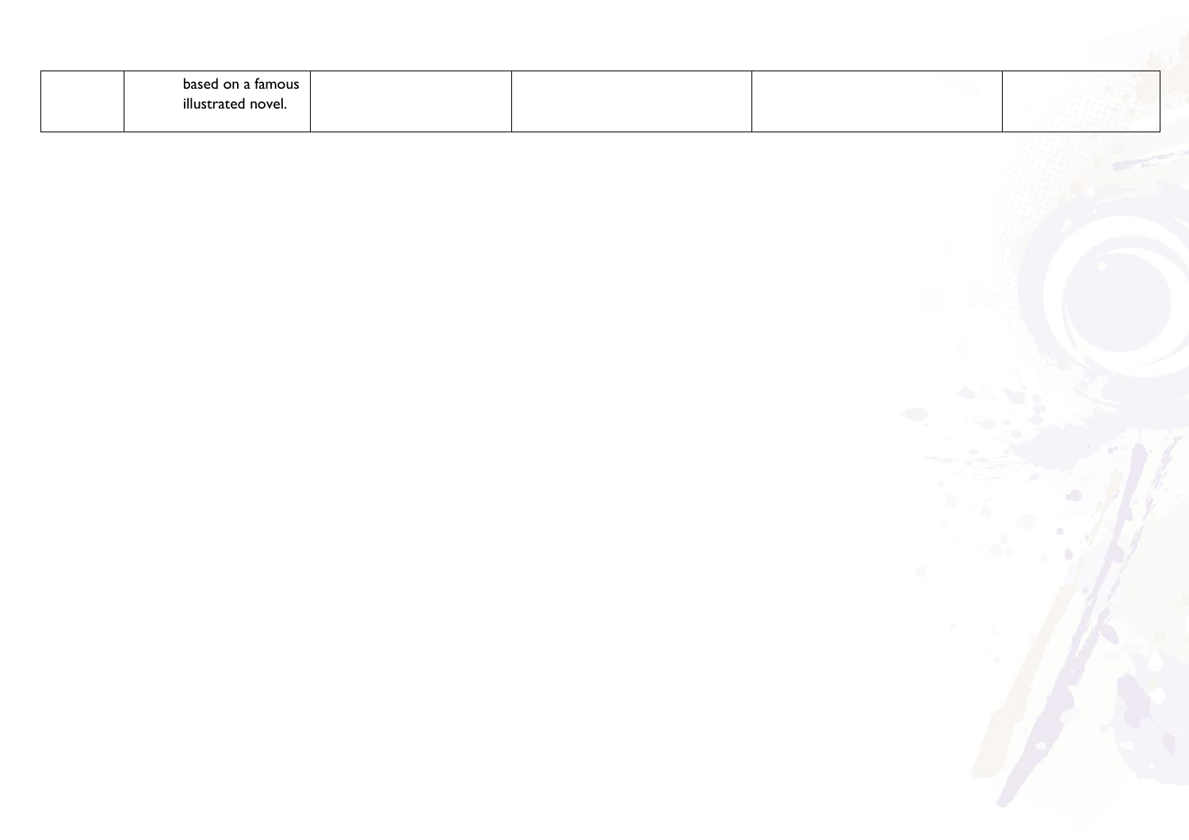| | | | | | |
|---|---|---|---|---|---|
| | based on a famous illustrated novel. | | | | |